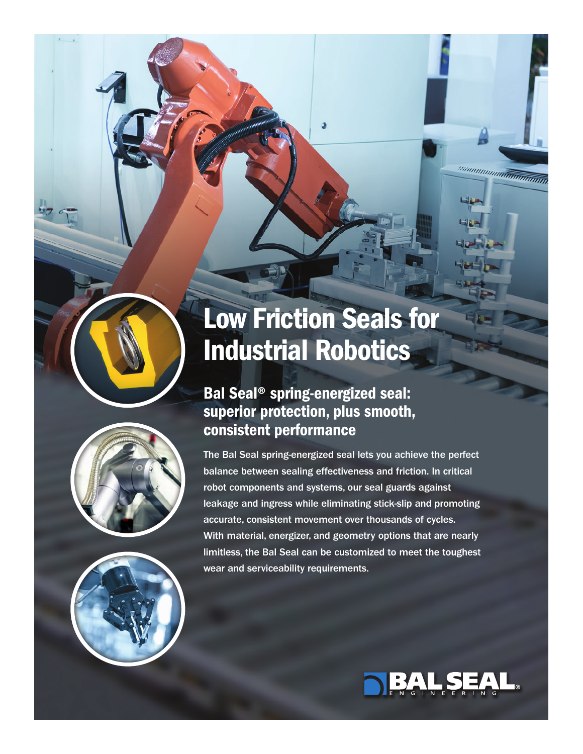# Low Friction Seals for Industrial Robotics

## Bal Seal® spring-energized seal: superior protection, plus smooth, consistent performance

The Bal Seal spring-energized seal lets you achieve the perfect balance between sealing effectiveness and friction. In critical robot components and systems, our seal guards against leakage and ingress while eliminating stick-slip and promoting accurate, consistent movement over thousands of cycles. With material, energizer, and geometry options that are nearly limitless, the Bal Seal can be customized to meet the toughest wear and serviceability requirements.

BAL SEAL® ENGINEERING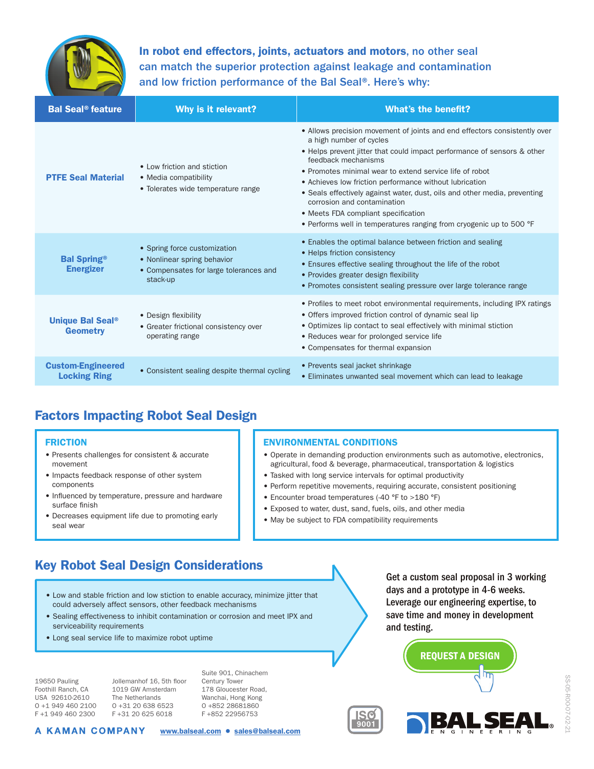**In robot end effectors, joints, actuators and motors**, no other seal can match the superior protection against leakage and contamination and low friction performance of the Bal Seal®. Here's why:

| Bal Seal® feature | Why is it relevant? | What's the benefit? |
|---|---|---|
| **PTFE Seal Material** | • Low friction and stiction<br>• Media compatibility<br>• Tolerates wide temperature range | • Allows precision movement of joints and end effectors consistently over a high number of cycles<br>• Helps prevent jitter that could impact performance of sensors & other feedback mechanisms<br>• Promotes minimal wear to extend service life of robot<br>• Achieves low friction performance without lubrication<br>• Seals effectively against water, dust, oils and other media, preventing corrosion and contamination<br>• Meets FDA compliant specification<br>• Performs well in temperatures ranging from cryogenic up to 500 °F |
| **Bal Spring® Energizer** | • Spring force customization<br>• Nonlinear spring behavior<br>• Compensates for large tolerances and stack-up | • Enables the optimal balance between friction and sealing<br>• Helps friction consistency<br>• Ensures effective sealing throughout the life of the robot<br>• Provides greater design flexibility<br>• Promotes consistent sealing pressure over large tolerance range |
| **Unique Bal Seal® Geometry** | • Design flexibility<br>• Greater frictional consistency over operating range | • Profiles to meet robot environmental requirements, including IPX ratings<br>• Offers improved friction control of dynamic seal lip<br>• Optimizes lip contact to seal effectively with minimal stiction<br>• Reduces wear for prolonged service life<br>• Compensates for thermal expansion |
| **Custom-Engineered Locking Ring** | • Consistent sealing despite thermal cycling | • Prevents seal jacket shrinkage<br>• Eliminates unwanted seal movement which can lead to leakage |

## Factors Impacting Robot Seal Design

### FRICTION

- Presents challenges for consistent & accurate movement
- Impacts feedback response of other system components
- Influenced by temperature, pressure and hardware surface finish
- Decreases equipment life due to promoting early seal wear

### ENVIRONMENTAL CONDITIONS

- Operate in demanding production environments such as automotive, electronics, agricultural, food & beverage, pharmaceutical, transportation & logistics
- Tasked with long service intervals for optimal productivity
- Perform repetitive movements, requiring accurate, consistent positioning
- Encounter broad temperatures (-40 °F to >180 °F)
- Exposed to water, dust, sand, fuels, oils, and other media
- May be subject to FDA compatibility requirements

## Key Robot Seal Design Considerations

- Low and stable friction and low stiction to enable accuracy, minimize jitter that could adversely affect sensors, other feedback mechanisms
- Sealing effectiveness to inhibit contamination or corrosion and meet IPX and serviceability requirements
- Long seal service life to maximize robot uptime

**Get a custom seal proposal in 3 working days and a prototype in 4-6 weeks. Leverage our engineering expertise, to save time and money in development and testing.**

**REQUEST A DESIGN**

19650 Pauling
Foothill Ranch, CA
USA 92610-2610
O +1 949 460 2100
F +1 949 460 2300

Jollemanhof 16, 5th floor
1019 GW Amsterdam
The Netherlands
O +31 20 638 6523
F +31 20 625 6018

Suite 901, Chinachem
Century Tower
178 Gloucester Road,
Wanchai, Hong Kong
O +852 28681860
F +852 22956753

A KAMAN COMPANY   www.balseal.com • sales@balseal.com

ISO 9001

BAL SEAL® ENGINEERING

SS-05-R00-07-02-21